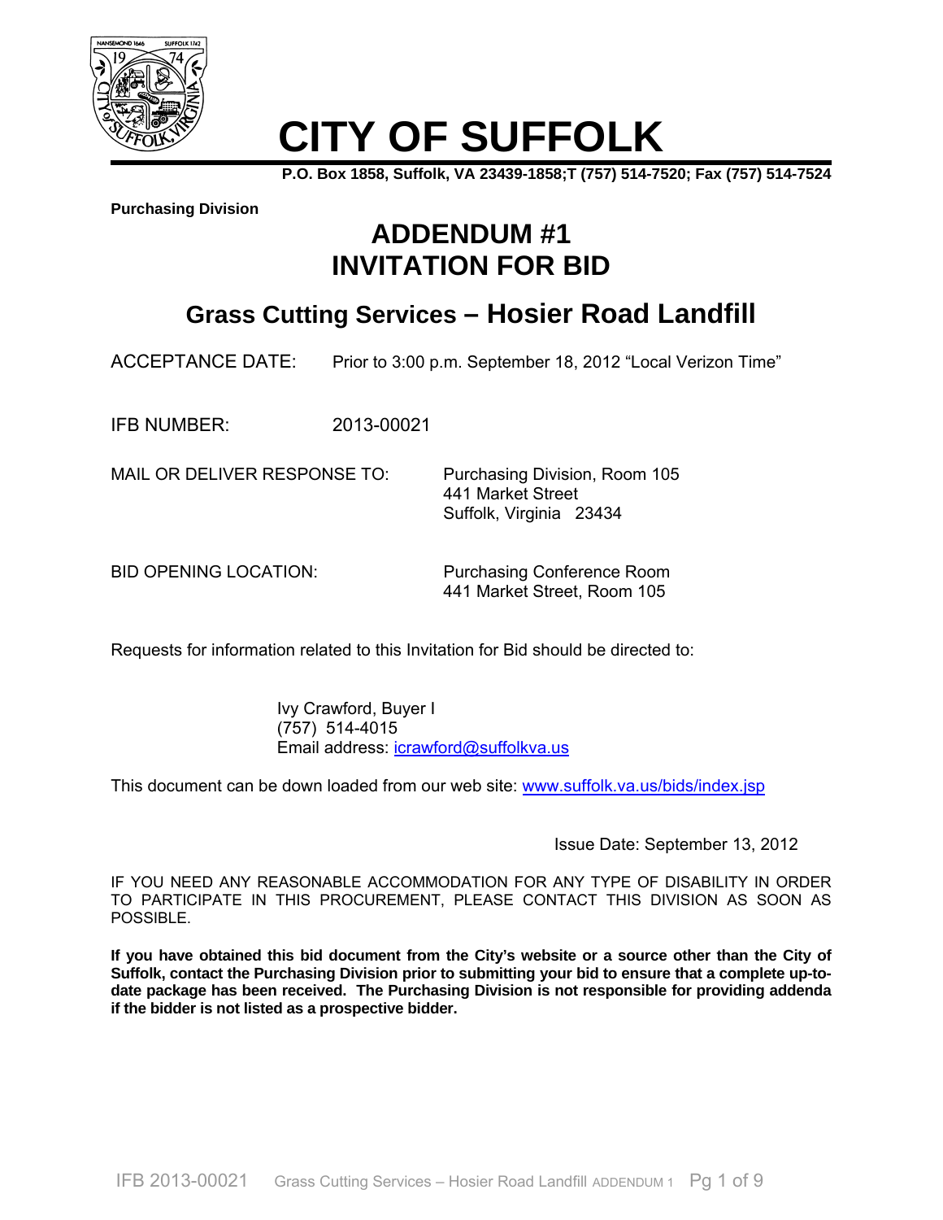# CITY OF SUFFOLK

**P.O. Box 1858, Suffolk, VA 23439-1858;T (757) 514-7520; Fax (757) 514-7524**

**Purchasing Division**

## ADDENDUM #1
## INVITATION FOR BID

## Grass Cutting Services – Hosier Road Landfill

ACCEPTANCE DATE: Prior to 3:00 p.m. September 18, 2012 "Local Verizon Time"

IFB NUMBER: 2013-00021

MAIL OR DELIVER RESPONSE TO: Purchasing Division, Room 105
441 Market Street
Suffolk, Virginia 23434

BID OPENING LOCATION: Purchasing Conference Room
441 Market Street, Room 105

Requests for information related to this Invitation for Bid should be directed to:

Ivy Crawford, Buyer I
(757) 514-4015
Email address: icrawford@suffolkva.us

This document can be down loaded from our web site: www.suffolk.va.us/bids/index.jsp

Issue Date: September 13, 2012

IF YOU NEED ANY REASONABLE ACCOMMODATION FOR ANY TYPE OF DISABILITY IN ORDER TO PARTICIPATE IN THIS PROCUREMENT, PLEASE CONTACT THIS DIVISION AS SOON AS POSSIBLE.

**If you have obtained this bid document from the City's website or a source other than the City of Suffolk, contact the Purchasing Division prior to submitting your bid to ensure that a complete up-to-date package has been received. The Purchasing Division is not responsible for providing addenda if the bidder is not listed as a prospective bidder.**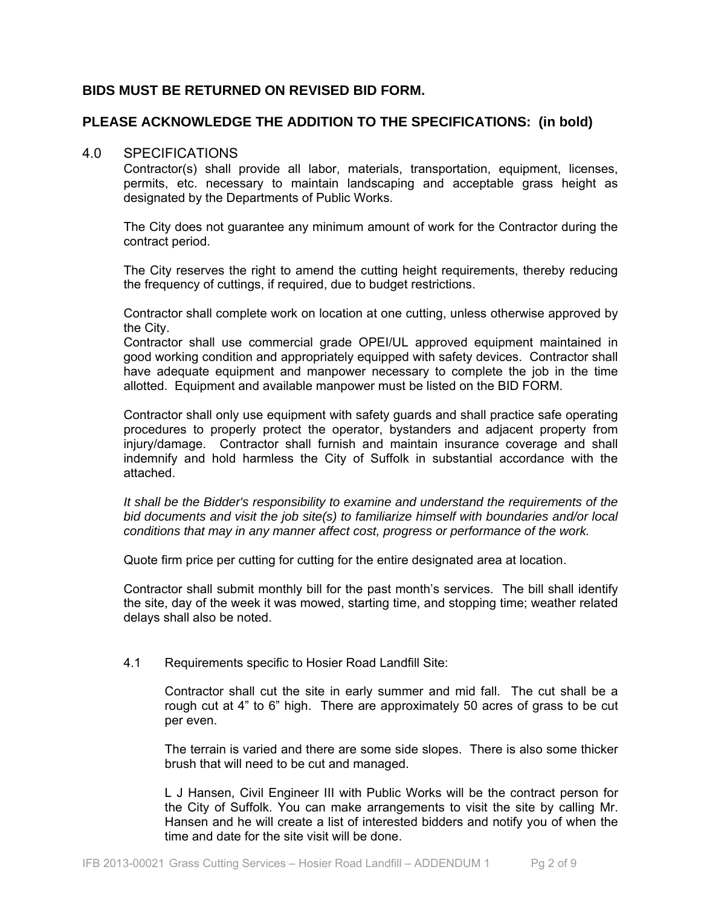**BIDS MUST BE RETURNED ON REVISED BID FORM.**

**PLEASE ACKNOWLEDGE THE ADDITION TO THE SPECIFICATIONS: (in bold)**

## 4.0 SPECIFICATIONS

Contractor(s) shall provide all labor, materials, transportation, equipment, licenses, permits, etc. necessary to maintain landscaping and acceptable grass height as designated by the Departments of Public Works.

The City does not guarantee any minimum amount of work for the Contractor during the contract period.

The City reserves the right to amend the cutting height requirements, thereby reducing the frequency of cuttings, if required, due to budget restrictions.

Contractor shall complete work on location at one cutting, unless otherwise approved by the City.
Contractor shall use commercial grade OPEI/UL approved equipment maintained in good working condition and appropriately equipped with safety devices. Contractor shall have adequate equipment and manpower necessary to complete the job in the time allotted. Equipment and available manpower must be listed on the BID FORM.

Contractor shall only use equipment with safety guards and shall practice safe operating procedures to properly protect the operator, bystanders and adjacent property from injury/damage. Contractor shall furnish and maintain insurance coverage and shall indemnify and hold harmless the City of Suffolk in substantial accordance with the attached.

*It shall be the Bidder's responsibility to examine and understand the requirements of the bid documents and visit the job site(s) to familiarize himself with boundaries and/or local conditions that may in any manner affect cost, progress or performance of the work.*

Quote firm price per cutting for cutting for the entire designated area at location.

Contractor shall submit monthly bill for the past month's services. The bill shall identify the site, day of the week it was mowed, starting time, and stopping time; weather related delays shall also be noted.

### 4.1 Requirements specific to Hosier Road Landfill Site:

Contractor shall cut the site in early summer and mid fall. The cut shall be a rough cut at 4" to 6" high. There are approximately 50 acres of grass to be cut per even.

The terrain is varied and there are some side slopes. There is also some thicker brush that will need to be cut and managed.

L J Hansen, Civil Engineer III with Public Works will be the contract person for the City of Suffolk. You can make arrangements to visit the site by calling Mr. Hansen and he will create a list of interested bidders and notify you of when the time and date for the site visit will be done.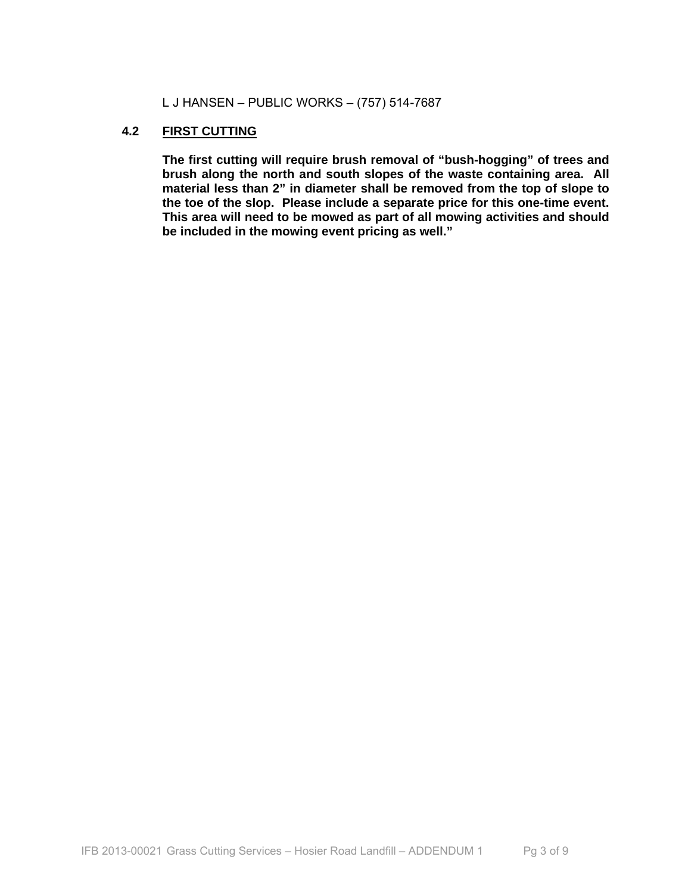L J HANSEN – PUBLIC WORKS – (757) 514-7687

## 4.2 FIRST CUTTING

**The first cutting will require brush removal of "bush-hogging" of trees and brush along the north and south slopes of the waste containing area. All material less than 2" in diameter shall be removed from the top of slope to the toe of the slop. Please include a separate price for this one-time event. This area will need to be mowed as part of all mowing activities and should be included in the mowing event pricing as well."**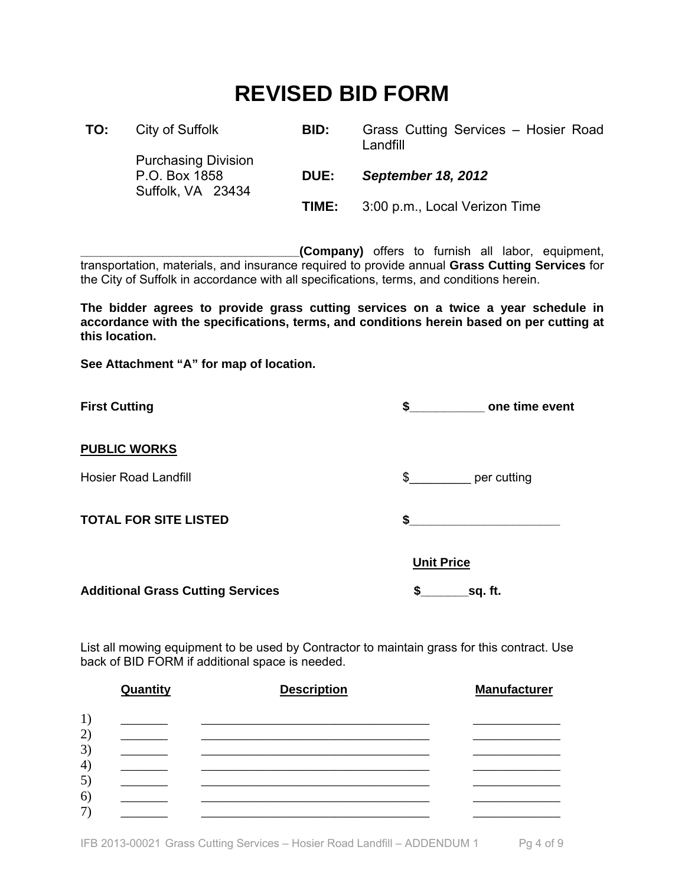# REVISED BID FORM

| | | | |
|---|---|---|---|
| **TO:** | City of Suffolk<br><br>Purchasing Division<br>P.O. Box 1858<br>Suffolk, VA 23434 | **BID:** | Grass Cutting Services – Hosier Road Landfill |
| | | **DUE:** | ***September 18, 2012*** |
| | | **TIME:** | 3:00 p.m., Local Verizon Time |

________________________________**(Company)** offers to furnish all labor, equipment, transportation, materials, and insurance required to provide annual **Grass Cutting Services** for the City of Suffolk in accordance with all specifications, terms, and conditions herein.

**The bidder agrees to provide grass cutting services on a twice a year schedule in accordance with the specifications, terms, and conditions herein based on per cutting at this location.**

**See Attachment "A" for map of location.**

**First Cutting** **$___________ one time event**

**PUBLIC WORKS**

Hosier Road Landfill $_________ per cutting

**TOTAL FOR SITE LISTED** **$______________________**

**Unit Price**

**Additional Grass Cutting Services** **$_______sq. ft.**

List all mowing equipment to be used by Contractor to maintain grass for this contract. Use back of BID FORM if additional space is needed.

| | Quantity | Description | Manufacturer |
|---|---|---|---|
| 1) | _______ | ___________________________________ | _____________ |
| 2) | _______ | ___________________________________ | _____________ |
| 3) | _______ | ___________________________________ | _____________ |
| 4) | _______ | ___________________________________ | _____________ |
| 5) | _______ | ___________________________________ | _____________ |
| 6) | _______ | ___________________________________ | _____________ |
| 7) | _______ | ___________________________________ | _____________ |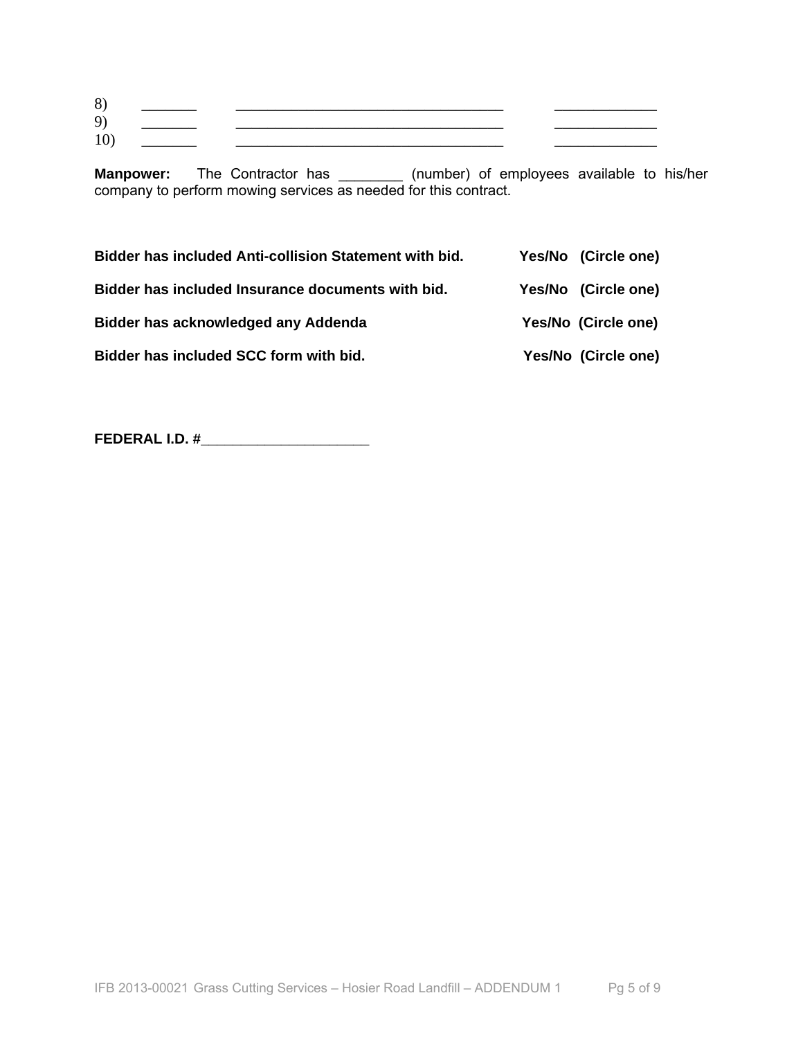8) _______ ___________________________________ _____________
9) _______ ___________________________________ _____________
10) _______ ___________________________________ _____________

**Manpower:** The Contractor has ________ (number) of employees available to his/her company to perform mowing services as needed for this contract.

**Bidder has included Anti-collision Statement with bid. Yes/No (Circle one)**

**Bidder has included Insurance documents with bid. Yes/No (Circle one)**

**Bidder has acknowledged any Addenda Yes/No (Circle one)**

**Bidder has included SCC form with bid. Yes/No (Circle one)**

**FEDERAL I.D. #**______________________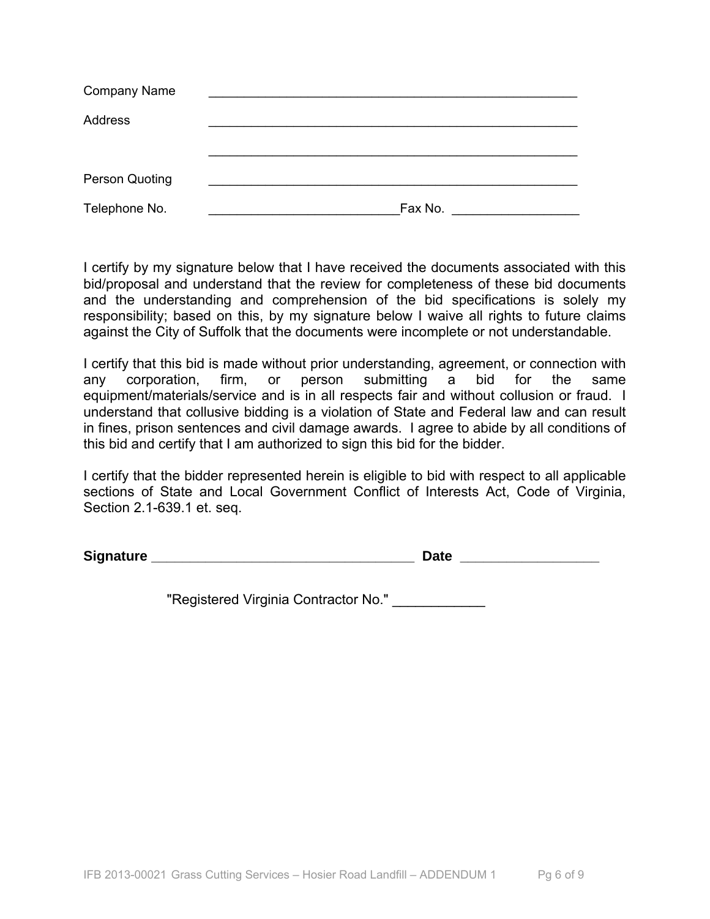Company Name ______________________________________________________

Address ______________________________________________________

______________________________________________________

Person Quoting ______________________________________________________

Telephone No. ___________________________Fax No. _________________

I certify by my signature below that I have received the documents associated with this bid/proposal and understand that the review for completeness of these bid documents and the understanding and comprehension of the bid specifications is solely my responsibility; based on this, by my signature below I waive all rights to future claims against the City of Suffolk that the documents were incomplete or not understandable.

I certify that this bid is made without prior understanding, agreement, or connection with any corporation, firm, or person submitting a bid for the same equipment/materials/service and is in all respects fair and without collusion or fraud. I understand that collusive bidding is a violation of State and Federal law and can result in fines, prison sentences and civil damage awards. I agree to abide by all conditions of this bid and certify that I am authorized to sign this bid for the bidder.

I certify that the bidder represented herein is eligible to bid with respect to all applicable sections of State and Local Government Conflict of Interests Act, Code of Virginia, Section 2.1-639.1 et. seq.

**Signature** ___________________________________ **Date** __________________

"Registered Virginia Contractor No." ____________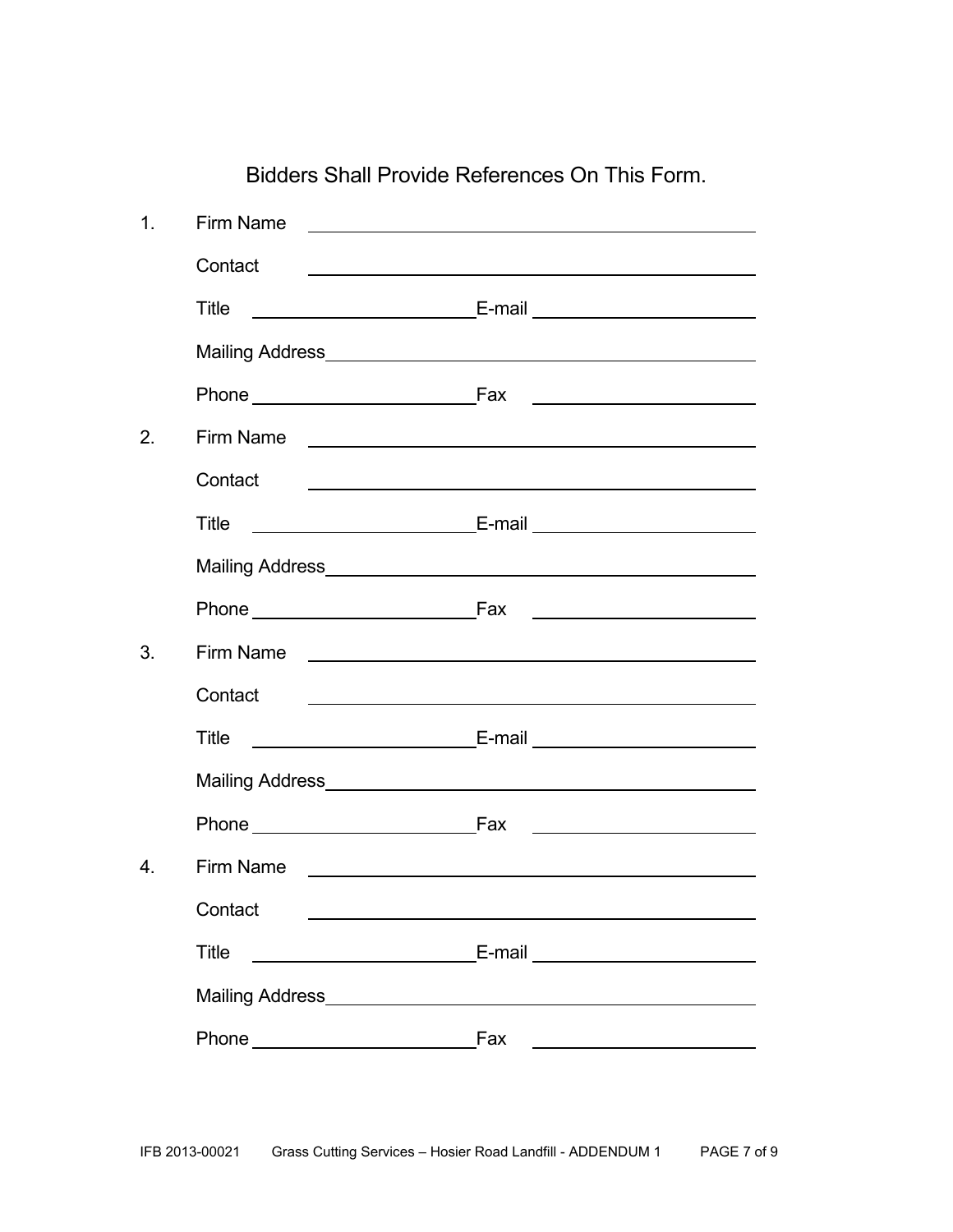Bidders Shall Provide References On This Form.

1. Firm Name \_\_\_\_\_\_\_\_\_\_\_\_\_\_\_\_\_\_\_\_\_\_\_\_\_\_\_\_\_\_\_\_\_\_\_\_\_\_\_\_

   Contact \_\_\_\_\_\_\_\_\_\_\_\_\_\_\_\_\_\_\_\_\_\_\_\_\_\_\_\_\_\_\_\_\_\_\_\_\_\_\_\_

   Title \_\_\_\_\_\_\_\_\_\_\_\_\_\_\_\_\_\_\_\_ E-mail \_\_\_\_\_\_\_\_\_\_\_\_\_\_\_\_\_\_\_\_

   Mailing Address \_\_\_\_\_\_\_\_\_\_\_\_\_\_\_\_\_\_\_\_\_\_\_\_\_\_\_\_\_\_\_\_\_\_\_\_\_\_\_\_

   Phone \_\_\_\_\_\_\_\_\_\_\_\_\_\_\_\_\_\_\_\_ Fax \_\_\_\_\_\_\_\_\_\_\_\_\_\_\_\_\_\_\_\_

2. Firm Name \_\_\_\_\_\_\_\_\_\_\_\_\_\_\_\_\_\_\_\_\_\_\_\_\_\_\_\_\_\_\_\_\_\_\_\_\_\_\_\_

   Contact \_\_\_\_\_\_\_\_\_\_\_\_\_\_\_\_\_\_\_\_\_\_\_\_\_\_\_\_\_\_\_\_\_\_\_\_\_\_\_\_

   Title \_\_\_\_\_\_\_\_\_\_\_\_\_\_\_\_\_\_\_\_ E-mail \_\_\_\_\_\_\_\_\_\_\_\_\_\_\_\_\_\_\_\_

   Mailing Address \_\_\_\_\_\_\_\_\_\_\_\_\_\_\_\_\_\_\_\_\_\_\_\_\_\_\_\_\_\_\_\_\_\_\_\_\_\_\_\_

   Phone \_\_\_\_\_\_\_\_\_\_\_\_\_\_\_\_\_\_\_\_ Fax \_\_\_\_\_\_\_\_\_\_\_\_\_\_\_\_\_\_\_\_

3. Firm Name \_\_\_\_\_\_\_\_\_\_\_\_\_\_\_\_\_\_\_\_\_\_\_\_\_\_\_\_\_\_\_\_\_\_\_\_\_\_\_\_

   Contact \_\_\_\_\_\_\_\_\_\_\_\_\_\_\_\_\_\_\_\_\_\_\_\_\_\_\_\_\_\_\_\_\_\_\_\_\_\_\_\_

   Title \_\_\_\_\_\_\_\_\_\_\_\_\_\_\_\_\_\_\_\_ E-mail \_\_\_\_\_\_\_\_\_\_\_\_\_\_\_\_\_\_\_\_

   Mailing Address \_\_\_\_\_\_\_\_\_\_\_\_\_\_\_\_\_\_\_\_\_\_\_\_\_\_\_\_\_\_\_\_\_\_\_\_\_\_\_\_

   Phone \_\_\_\_\_\_\_\_\_\_\_\_\_\_\_\_\_\_\_\_ Fax \_\_\_\_\_\_\_\_\_\_\_\_\_\_\_\_\_\_\_\_

4. Firm Name \_\_\_\_\_\_\_\_\_\_\_\_\_\_\_\_\_\_\_\_\_\_\_\_\_\_\_\_\_\_\_\_\_\_\_\_\_\_\_\_

   Contact \_\_\_\_\_\_\_\_\_\_\_\_\_\_\_\_\_\_\_\_\_\_\_\_\_\_\_\_\_\_\_\_\_\_\_\_\_\_\_\_

   Title \_\_\_\_\_\_\_\_\_\_\_\_\_\_\_\_\_\_\_\_ E-mail \_\_\_\_\_\_\_\_\_\_\_\_\_\_\_\_\_\_\_\_

   Mailing Address \_\_\_\_\_\_\_\_\_\_\_\_\_\_\_\_\_\_\_\_\_\_\_\_\_\_\_\_\_\_\_\_\_\_\_\_\_\_\_\_

   Phone \_\_\_\_\_\_\_\_\_\_\_\_\_\_\_\_\_\_\_\_ Fax \_\_\_\_\_\_\_\_\_\_\_\_\_\_\_\_\_\_\_\_

IFB 2013-00021 Grass Cutting Services – Hosier Road Landfill - ADDENDUM 1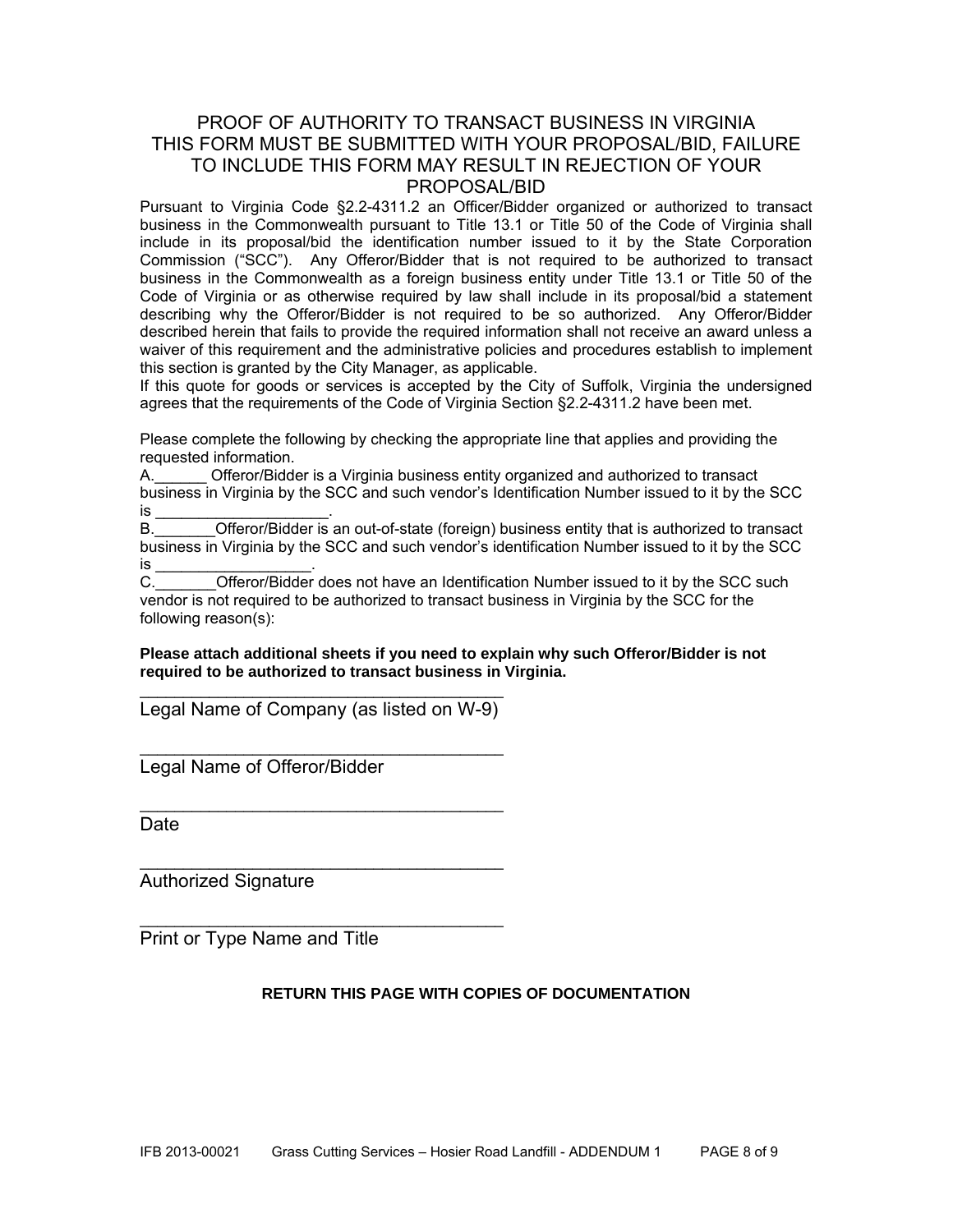# PROOF OF AUTHORITY TO TRANSACT BUSINESS IN VIRGINIA THIS FORM MUST BE SUBMITTED WITH YOUR PROPOSAL/BID, FAILURE TO INCLUDE THIS FORM MAY RESULT IN REJECTION OF YOUR PROPOSAL/BID

Pursuant to Virginia Code §2.2-4311.2 an Officer/Bidder organized or authorized to transact business in the Commonwealth pursuant to Title 13.1 or Title 50 of the Code of Virginia shall include in its proposal/bid the identification number issued to it by the State Corporation Commission ("SCC"). Any Offeror/Bidder that is not required to be authorized to transact business in the Commonwealth as a foreign business entity under Title 13.1 or Title 50 of the Code of Virginia or as otherwise required by law shall include in its proposal/bid a statement describing why the Offeror/Bidder is not required to be so authorized. Any Offeror/Bidder described herein that fails to provide the required information shall not receive an award unless a waiver of this requirement and the administrative policies and procedures establish to implement this section is granted by the City Manager, as applicable.

If this quote for goods or services is accepted by the City of Suffolk, Virginia the undersigned agrees that the requirements of the Code of Virginia Section §2.2-4311.2 have been met.

Please complete the following by checking the appropriate line that applies and providing the requested information.

A.______ Offeror/Bidder is a Virginia business entity organized and authorized to transact business in Virginia by the SCC and such vendor's Identification Number issued to it by the SCC is ____________________.

B._______Offeror/Bidder is an out-of-state (foreign) business entity that is authorized to transact business in Virginia by the SCC and such vendor's identification Number issued to it by the SCC is __________________.

C._______Offeror/Bidder does not have an Identification Number issued to it by the SCC such vendor is not required to be authorized to transact business in Virginia by the SCC for the following reason(s):

**Please attach additional sheets if you need to explain why such Offeror/Bidder is not required to be authorized to transact business in Virginia.**

_____________________________________
Legal Name of Company (as listed on W-9)

_____________________________________
Legal Name of Offeror/Bidder

_____________________________________
Date

_____________________________________
Authorized Signature

_____________________________________
Print or Type Name and Title

**RETURN THIS PAGE WITH COPIES OF DOCUMENTATION**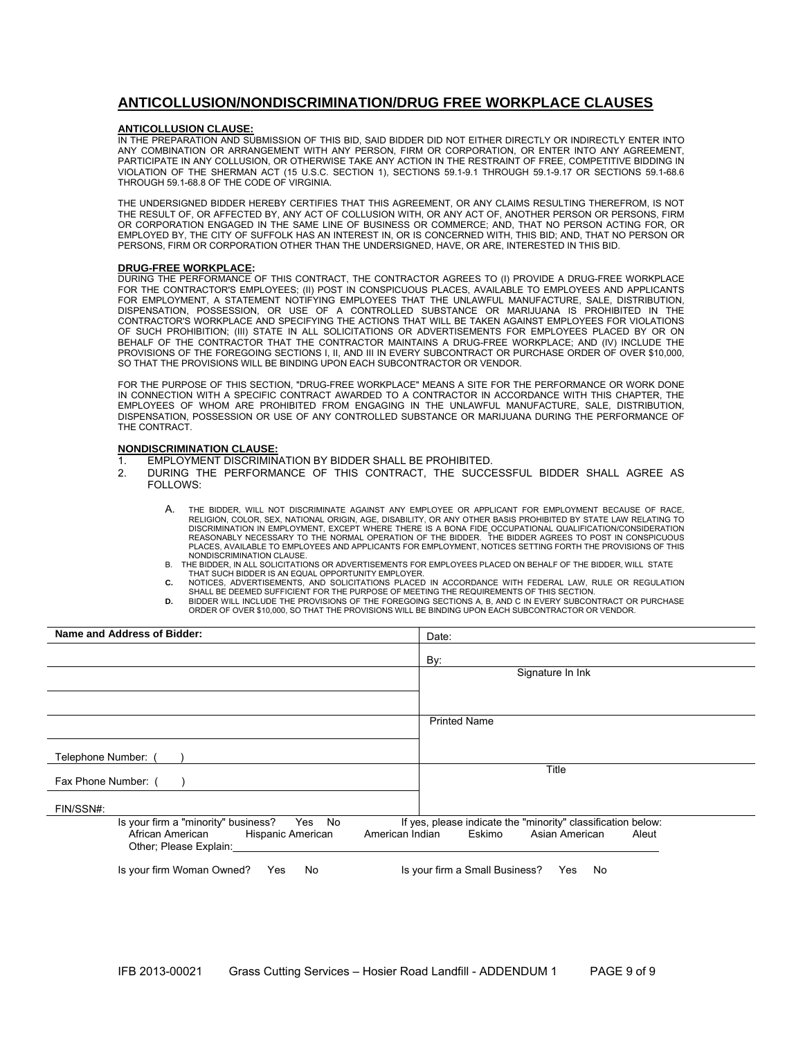# ANTICOLLUSION/NONDISCRIMINATION/DRUG FREE WORKPLACE CLAUSES

**ANTICOLLUSION CLAUSE:**

IN THE PREPARATION AND SUBMISSION OF THIS BID, SAID BIDDER DID NOT EITHER DIRECTLY OR INDIRECTLY ENTER INTO ANY COMBINATION OR ARRANGEMENT WITH ANY PERSON, FIRM OR CORPORATION, OR ENTER INTO ANY AGREEMENT, PARTICIPATE IN ANY COLLUSION, OR OTHERWISE TAKE ANY ACTION IN THE RESTRAINT OF FREE, COMPETITIVE BIDDING IN VIOLATION OF THE SHERMAN ACT (15 U.S.C. SECTION 1), SECTIONS 59.1-9.1 THROUGH 59.1-9.17 OR SECTIONS 59.1-68.6 THROUGH 59.1-68.8 OF THE CODE OF VIRGINIA.

THE UNDERSIGNED BIDDER HEREBY CERTIFIES THAT THIS AGREEMENT, OR ANY CLAIMS RESULTING THEREFROM, IS NOT THE RESULT OF, OR AFFECTED BY, ANY ACT OF COLLUSION WITH, OR ANY ACT OF, ANOTHER PERSON OR PERSONS, FIRM OR CORPORATION ENGAGED IN THE SAME LINE OF BUSINESS OR COMMERCE; AND, THAT NO PERSON ACTING FOR, OR EMPLOYED BY, THE CITY OF SUFFOLK HAS AN INTEREST IN, OR IS CONCERNED WITH, THIS BID; AND, THAT NO PERSON OR PERSONS, FIRM OR CORPORATION OTHER THAN THE UNDERSIGNED, HAVE, OR ARE, INTERESTED IN THIS BID.

**DRUG-FREE WORKPLACE:**

DURING THE PERFORMANCE OF THIS CONTRACT, THE CONTRACTOR AGREES TO (I) PROVIDE A DRUG-FREE WORKPLACE FOR THE CONTRACTOR'S EMPLOYEES; (II) POST IN CONSPICUOUS PLACES, AVAILABLE TO EMPLOYEES AND APPLICANTS FOR EMPLOYMENT, A STATEMENT NOTIFYING EMPLOYEES THAT THE UNLAWFUL MANUFACTURE, SALE, DISTRIBUTION, DISPENSATION, POSSESSION, OR USE OF A CONTROLLED SUBSTANCE OR MARIJUANA IS PROHIBITED IN THE CONTRACTOR'S WORKPLACE AND SPECIFYING THE ACTIONS THAT WILL BE TAKEN AGAINST EMPLOYEES FOR VIOLATIONS OF SUCH PROHIBITION; (III) STATE IN ALL SOLICITATIONS OR ADVERTISEMENTS FOR EMPLOYEES PLACED BY OR ON BEHALF OF THE CONTRACTOR THAT THE CONTRACTOR MAINTAINS A DRUG-FREE WORKPLACE; AND (IV) INCLUDE THE PROVISIONS OF THE FOREGOING SECTIONS I, II, AND III IN EVERY SUBCONTRACT OR PURCHASE ORDER OF OVER $10,000, SO THAT THE PROVISIONS WILL BE BINDING UPON EACH SUBCONTRACTOR OR VENDOR.

FOR THE PURPOSE OF THIS SECTION, "DRUG-FREE WORKPLACE" MEANS A SITE FOR THE PERFORMANCE OR WORK DONE IN CONNECTION WITH A SPECIFIC CONTRACT AWARDED TO A CONTRACTOR IN ACCORDANCE WITH THIS CHAPTER, THE EMPLOYEES OF WHOM ARE PROHIBITED FROM ENGAGING IN THE UNLAWFUL MANUFACTURE, SALE, DISTRIBUTION, DISPENSATION, POSSESSION OR USE OF ANY CONTROLLED SUBSTANCE OR MARIJUANA DURING THE PERFORMANCE OF THE CONTRACT.

**NONDISCRIMINATION CLAUSE:**

1. EMPLOYMENT DISCRIMINATION BY BIDDER SHALL BE PROHIBITED.
2. DURING THE PERFORMANCE OF THIS CONTRACT, THE SUCCESSFUL BIDDER SHALL AGREE AS FOLLOWS:

   A. THE BIDDER, WILL NOT DISCRIMINATE AGAINST ANY EMPLOYEE OR APPLICANT FOR EMPLOYMENT BECAUSE OF RACE, RELIGION, COLOR, SEX, NATIONAL ORIGIN, AGE, DISABILITY, OR ANY OTHER BASIS PROHIBITED BY STATE LAW RELATING TO DISCRIMINATION IN EMPLOYMENT, EXCEPT WHERE THERE IS A BONA FIDE OCCUPATIONAL QUALIFICATION/CONSIDERATION REASONABLY NECESSARY TO THE NORMAL OPERATION OF THE BIDDER. THE BIDDER AGREES TO POST IN CONSPICUOUS PLACES, AVAILABLE TO EMPLOYEES AND APPLICANTS FOR EMPLOYMENT, NOTICES SETTING FORTH THE PROVISIONS OF THIS NONDISCRIMINATION CLAUSE.

   B. THE BIDDER, IN ALL SOLICITATIONS OR ADVERTISEMENTS FOR EMPLOYEES PLACED ON BEHALF OF THE BIDDER, WILL STATE THAT SUCH BIDDER IS AN EQUAL OPPORTUNITY EMPLOYER.

   C. NOTICES, ADVERTISEMENTS, AND SOLICITATIONS PLACED IN ACCORDANCE WITH FEDERAL LAW, RULE OR REGULATION SHALL BE DEEMED SUFFICIENT FOR THE PURPOSE OF MEETING THE REQUIREMENTS OF THIS SECTION.

   D. BIDDER WILL INCLUDE THE PROVISIONS OF THE FOREGOING SECTIONS A, B, AND C IN EVERY SUBCONTRACT OR PURCHASE ORDER OF OVER $10,000, SO THAT THE PROVISIONS WILL BE BINDING UPON EACH SUBCONTRACTOR OR VENDOR.

| **Name and Address of Bidder:** | Date: |
|---|---|
| | By: |
| | Signature In Ink |
| | |
| | Printed Name |
| Telephone Number: ( ) | |
| Fax Phone Number: ( ) | Title |
| FIN/SSN#: | |

Is your firm a "minority" business? Yes No

If yes, please indicate the "minority" classification below:

African American    Hispanic American    American Indian    Eskimo    Asian American    Aleut

Other; Please Explain: \_\_\_\_\_\_\_\_\_\_

Is your firm Woman Owned? Yes No

Is your firm a Small Business? Yes No